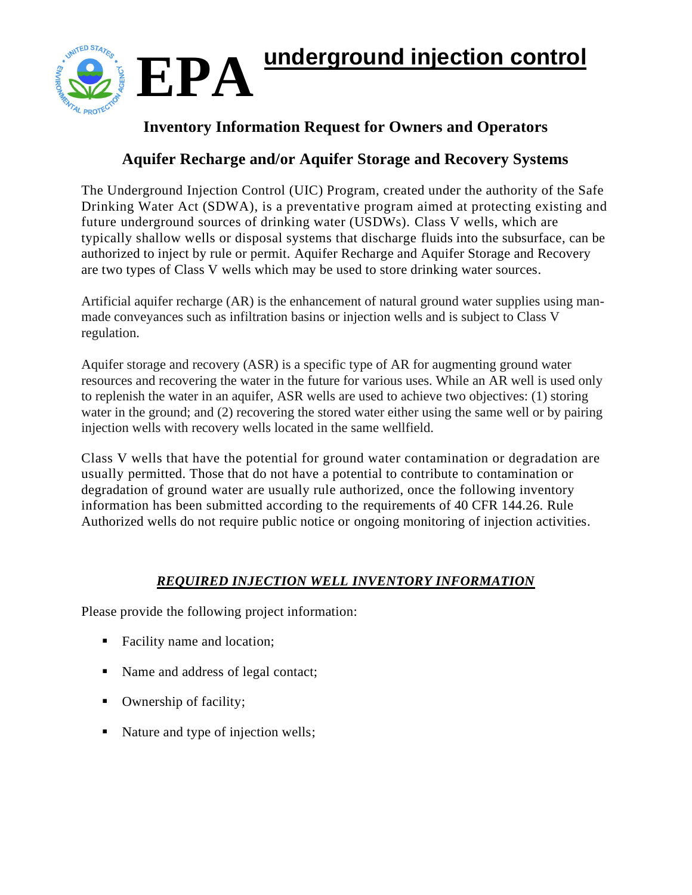# EPA underground injection control

## Inventory Information Request for Owners and Operators

## Aquifer Recharge and/or Aquifer Storage and Recovery Systems

The Underground Injection Control (UIC) Program, created under the authority of the Safe Drinking Water Act (SDWA), is a preventative program aimed at protecting existing and future underground sources of drinking water (USDWs). Class V wells, which are typically shallow wells or disposal systems that discharge fluids into the subsurface, can be authorized to inject by rule or permit. Aquifer Recharge and Aquifer Storage and Recovery are two types of Class V wells which may be used to store drinking water sources.

Artificial aquifer recharge (AR) is the enhancement of natural ground water supplies using man-made conveyances such as infiltration basins or injection wells and is subject to Class V regulation.

Aquifer storage and recovery (ASR) is a specific type of AR for augmenting ground water resources and recovering the water in the future for various uses. While an AR well is used only to replenish the water in an aquifer, ASR wells are used to achieve two objectives: (1) storing water in the ground; and (2) recovering the stored water either using the same well or by pairing injection wells with recovery wells located in the same wellfield.

Class V wells that have the potential for ground water contamination or degradation are usually permitted. Those that do not have a potential to contribute to contamination or degradation of ground water are usually rule authorized, once the following inventory information has been submitted according to the requirements of 40 CFR 144.26. Rule Authorized wells do not require public notice or ongoing monitoring of injection activities.

### ***REQUIRED INJECTION WELL INVENTORY INFORMATION***

Please provide the following project information:

- Facility name and location;
- Name and address of legal contact;
- Ownership of facility;
- Nature and type of injection wells;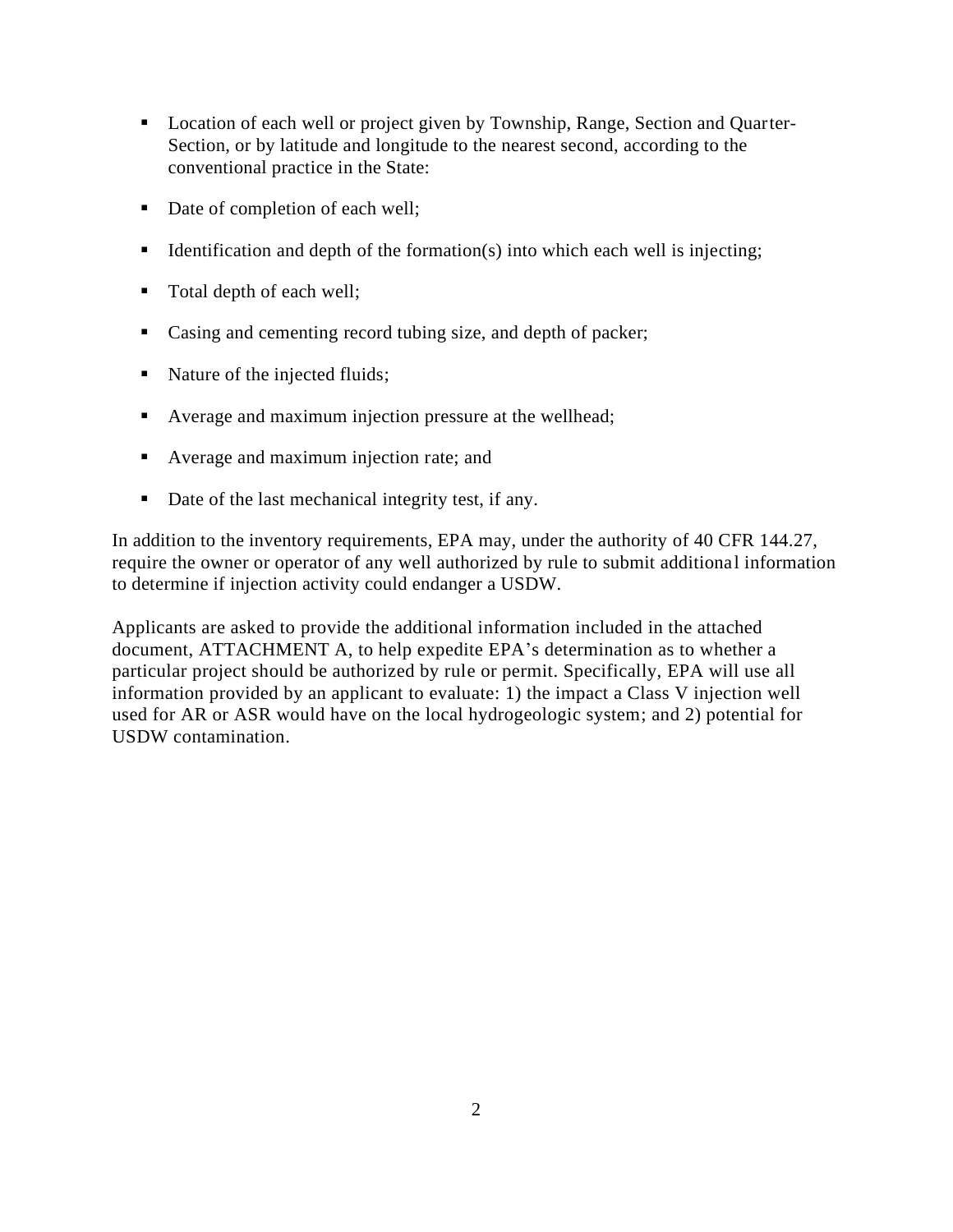- Location of each well or project given by Township, Range, Section and Quarter-Section, or by latitude and longitude to the nearest second, according to the conventional practice in the State:
- Date of completion of each well;
- Identification and depth of the formation(s) into which each well is injecting;
- Total depth of each well;
- Casing and cementing record tubing size, and depth of packer;
- Nature of the injected fluids;
- Average and maximum injection pressure at the wellhead;
- Average and maximum injection rate; and
- Date of the last mechanical integrity test, if any.

In addition to the inventory requirements, EPA may, under the authority of 40 CFR 144.27, require the owner or operator of any well authorized by rule to submit additional information to determine if injection activity could endanger a USDW.

Applicants are asked to provide the additional information included in the attached document, ATTACHMENT A, to help expedite EPA's determination as to whether a particular project should be authorized by rule or permit. Specifically, EPA will use all information provided by an applicant to evaluate: 1) the impact a Class V injection well used for AR or ASR would have on the local hydrogeologic system; and 2) potential for USDW contamination.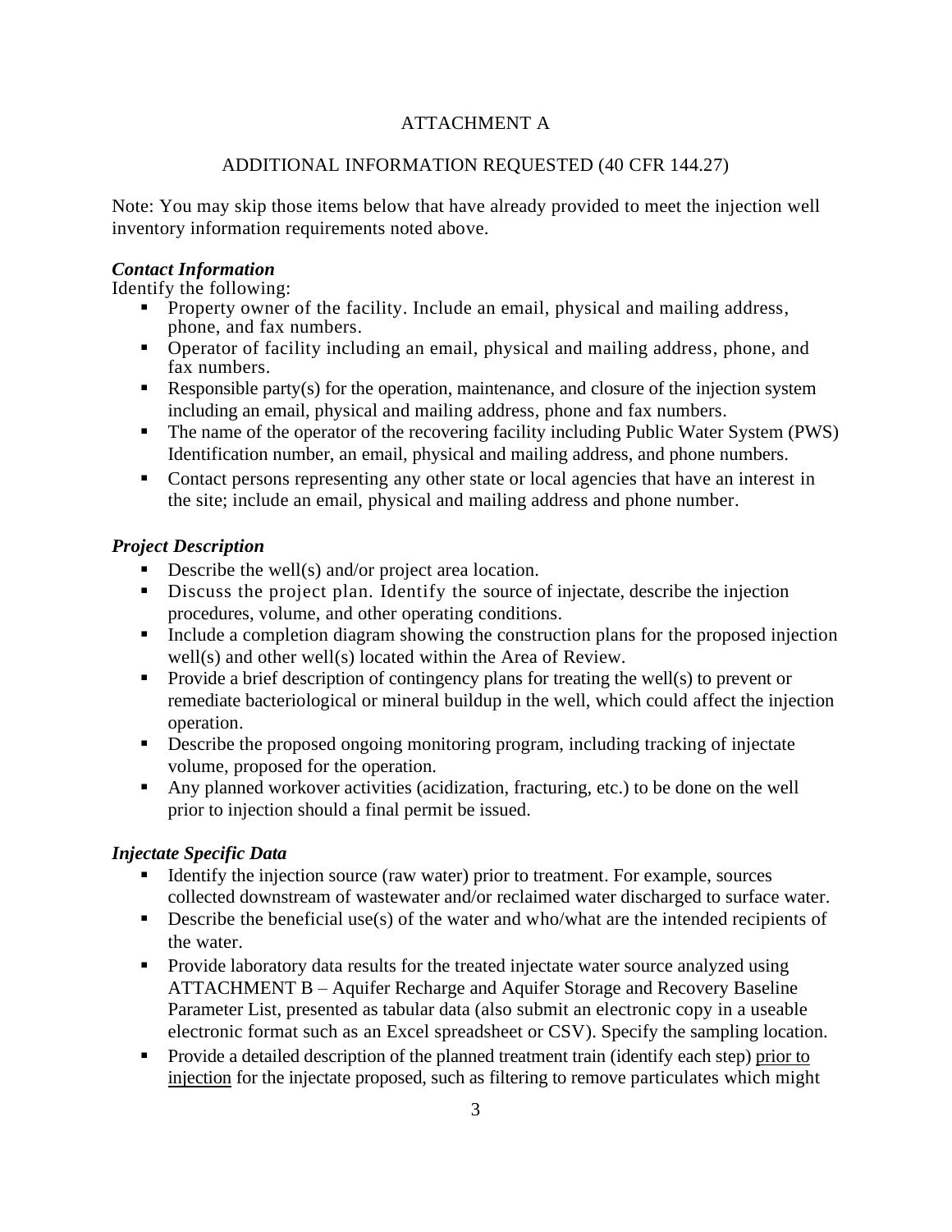ATTACHMENT A

ADDITIONAL INFORMATION REQUESTED (40 CFR 144.27)

Note: You may skip those items below that have already provided to meet the injection well inventory information requirements noted above.

***Contact Information***

Identify the following:

- Property owner of the facility. Include an email, physical and mailing address, phone, and fax numbers.
- Operator of facility including an email, physical and mailing address, phone, and fax numbers.
- Responsible party(s) for the operation, maintenance, and closure of the injection system including an email, physical and mailing address, phone and fax numbers.
- The name of the operator of the recovering facility including Public Water System (PWS) Identification number, an email, physical and mailing address, and phone numbers.
- Contact persons representing any other state or local agencies that have an interest in the site; include an email, physical and mailing address and phone number.

***Project Description***

- Describe the well(s) and/or project area location.
- Discuss the project plan. Identify the source of injectate, describe the injection procedures, volume, and other operating conditions.
- Include a completion diagram showing the construction plans for the proposed injection well(s) and other well(s) located within the Area of Review.
- Provide a brief description of contingency plans for treating the well(s) to prevent or remediate bacteriological or mineral buildup in the well, which could affect the injection operation.
- Describe the proposed ongoing monitoring program, including tracking of injectate volume, proposed for the operation.
- Any planned workover activities (acidization, fracturing, etc.) to be done on the well prior to injection should a final permit be issued.

***Injectate Specific Data***

- Identify the injection source (raw water) prior to treatment. For example, sources collected downstream of wastewater and/or reclaimed water discharged to surface water.
- Describe the beneficial use(s) of the water and who/what are the intended recipients of the water.
- Provide laboratory data results for the treated injectate water source analyzed using ATTACHMENT B – Aquifer Recharge and Aquifer Storage and Recovery Baseline Parameter List, presented as tabular data (also submit an electronic copy in a useable electronic format such as an Excel spreadsheet or CSV). Specify the sampling location.
- Provide a detailed description of the planned treatment train (identify each step) <u>prior to injection</u> for the injectate proposed, such as filtering to remove particulates which might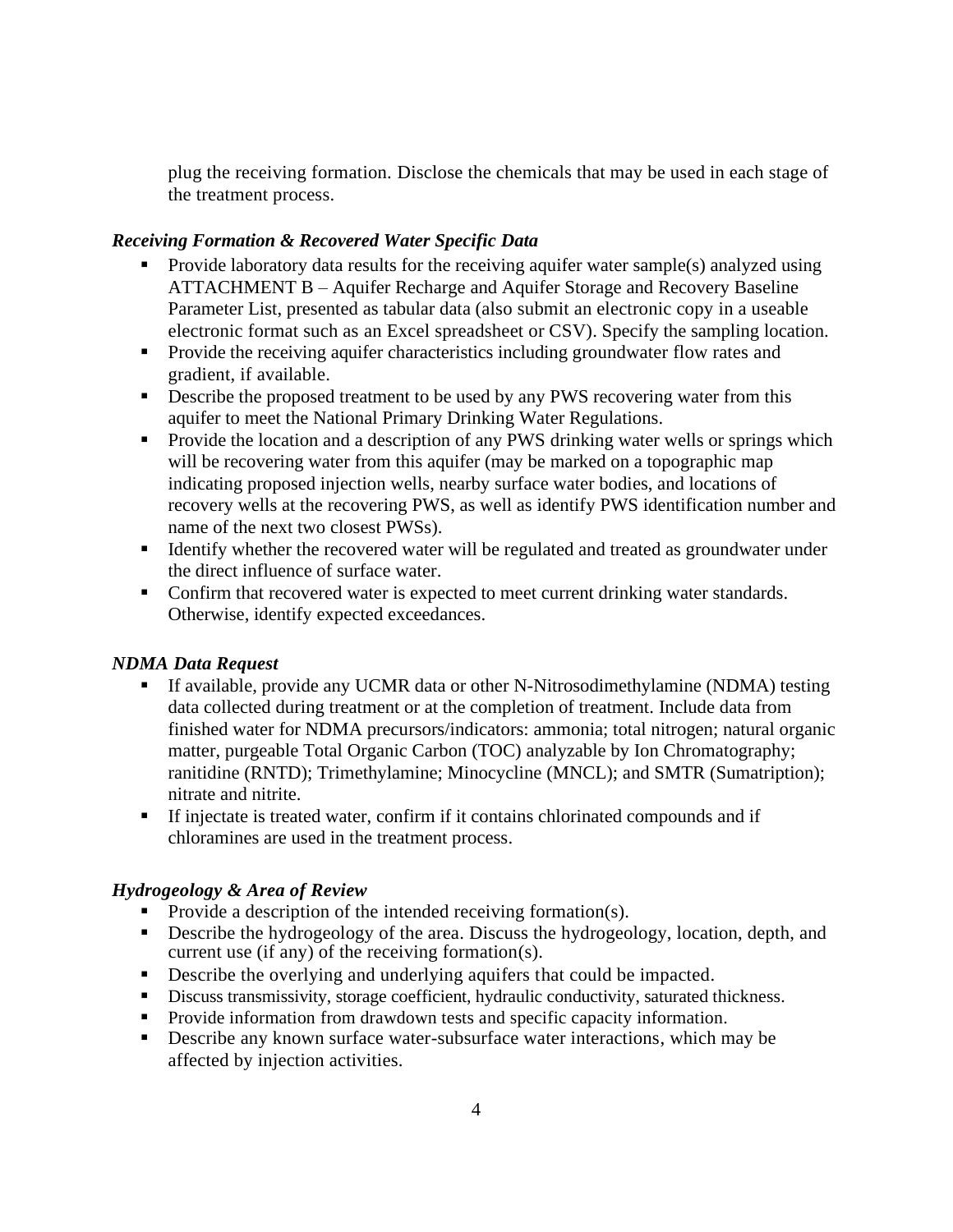plug the receiving formation. Disclose the chemicals that may be used in each stage of the treatment process.

### *Receiving Formation & Recovered Water Specific Data*

- Provide laboratory data results for the receiving aquifer water sample(s) analyzed using ATTACHMENT B – Aquifer Recharge and Aquifer Storage and Recovery Baseline Parameter List, presented as tabular data (also submit an electronic copy in a useable electronic format such as an Excel spreadsheet or CSV). Specify the sampling location.
- Provide the receiving aquifer characteristics including groundwater flow rates and gradient, if available.
- Describe the proposed treatment to be used by any PWS recovering water from this aquifer to meet the National Primary Drinking Water Regulations.
- Provide the location and a description of any PWS drinking water wells or springs which will be recovering water from this aquifer (may be marked on a topographic map indicating proposed injection wells, nearby surface water bodies, and locations of recovery wells at the recovering PWS, as well as identify PWS identification number and name of the next two closest PWSs).
- Identify whether the recovered water will be regulated and treated as groundwater under the direct influence of surface water.
- Confirm that recovered water is expected to meet current drinking water standards. Otherwise, identify expected exceedances.

### *NDMA Data Request*

- If available, provide any UCMR data or other N-Nitrosodimethylamine (NDMA) testing data collected during treatment or at the completion of treatment. Include data from finished water for NDMA precursors/indicators: ammonia; total nitrogen; natural organic matter, purgeable Total Organic Carbon (TOC) analyzable by Ion Chromatography; ranitidine (RNTD); Trimethylamine; Minocycline (MNCL); and SMTR (Sumatription); nitrate and nitrite.
- If injectate is treated water, confirm if it contains chlorinated compounds and if chloramines are used in the treatment process.

### *Hydrogeology & Area of Review*

- Provide a description of the intended receiving formation(s).
- Describe the hydrogeology of the area. Discuss the hydrogeology, location, depth, and current use (if any) of the receiving formation(s).
- Describe the overlying and underlying aquifers that could be impacted.
- Discuss transmissivity, storage coefficient, hydraulic conductivity, saturated thickness.
- Provide information from drawdown tests and specific capacity information.
- Describe any known surface water-subsurface water interactions, which may be affected by injection activities.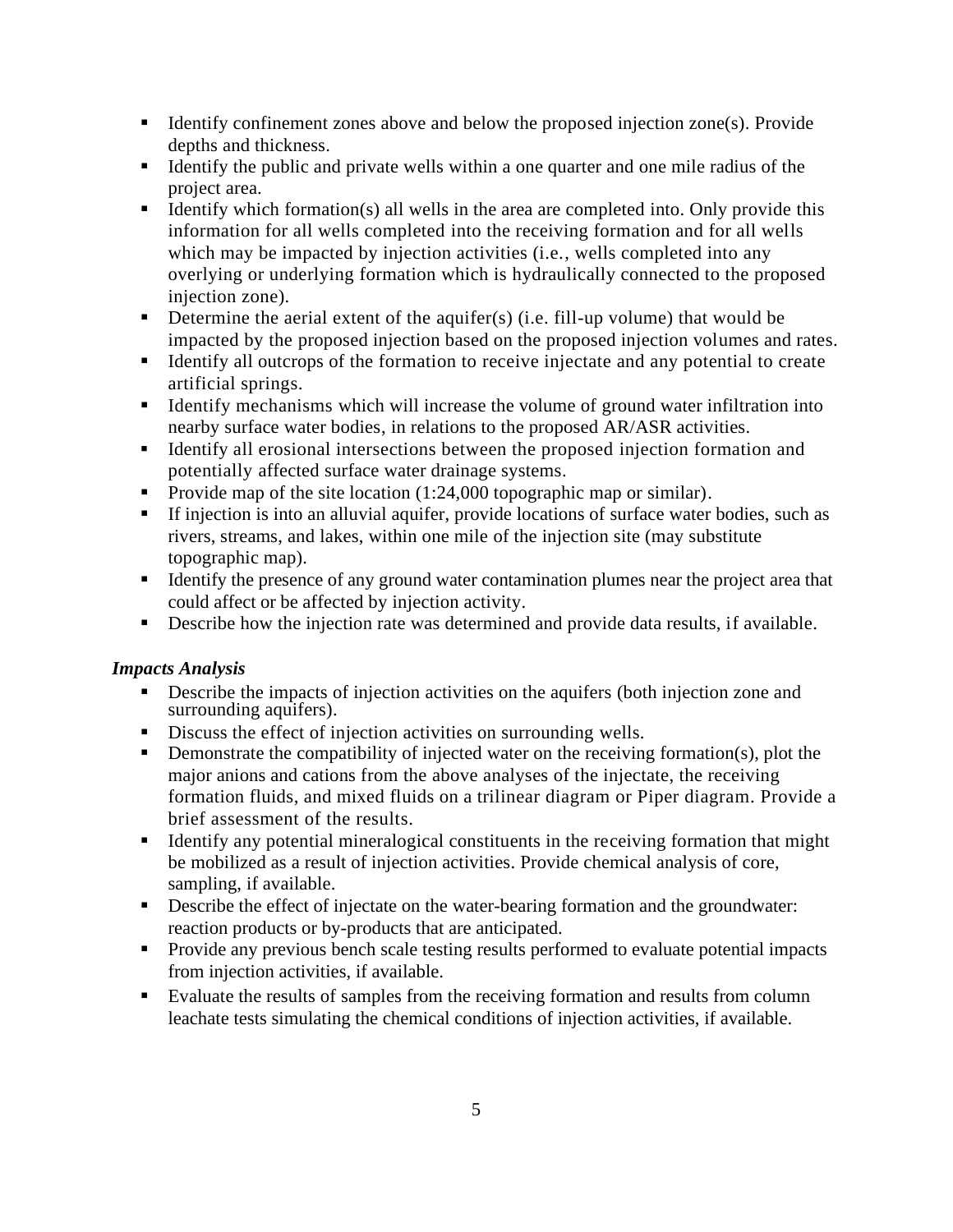- Identify confinement zones above and below the proposed injection zone(s). Provide depths and thickness.
- Identify the public and private wells within a one quarter and one mile radius of the project area.
- Identify which formation(s) all wells in the area are completed into. Only provide this information for all wells completed into the receiving formation and for all wells which may be impacted by injection activities (i.e., wells completed into any overlying or underlying formation which is hydraulically connected to the proposed injection zone).
- Determine the aerial extent of the aquifer(s) (i.e. fill-up volume) that would be impacted by the proposed injection based on the proposed injection volumes and rates.
- Identify all outcrops of the formation to receive injectate and any potential to create artificial springs.
- Identify mechanisms which will increase the volume of ground water infiltration into nearby surface water bodies, in relations to the proposed AR/ASR activities.
- Identify all erosional intersections between the proposed injection formation and potentially affected surface water drainage systems.
- Provide map of the site location (1:24,000 topographic map or similar).
- If injection is into an alluvial aquifer, provide locations of surface water bodies, such as rivers, streams, and lakes, within one mile of the injection site (may substitute topographic map).
- Identify the presence of any ground water contamination plumes near the project area that could affect or be affected by injection activity.
- Describe how the injection rate was determined and provide data results, if available.

***Impacts Analysis***

- Describe the impacts of injection activities on the aquifers (both injection zone and surrounding aquifers).
- Discuss the effect of injection activities on surrounding wells.
- Demonstrate the compatibility of injected water on the receiving formation(s), plot the major anions and cations from the above analyses of the injectate, the receiving formation fluids, and mixed fluids on a trilinear diagram or Piper diagram. Provide a brief assessment of the results.
- Identify any potential mineralogical constituents in the receiving formation that might be mobilized as a result of injection activities. Provide chemical analysis of core, sampling, if available.
- Describe the effect of injectate on the water-bearing formation and the groundwater: reaction products or by-products that are anticipated.
- Provide any previous bench scale testing results performed to evaluate potential impacts from injection activities, if available.
- Evaluate the results of samples from the receiving formation and results from column leachate tests simulating the chemical conditions of injection activities, if available.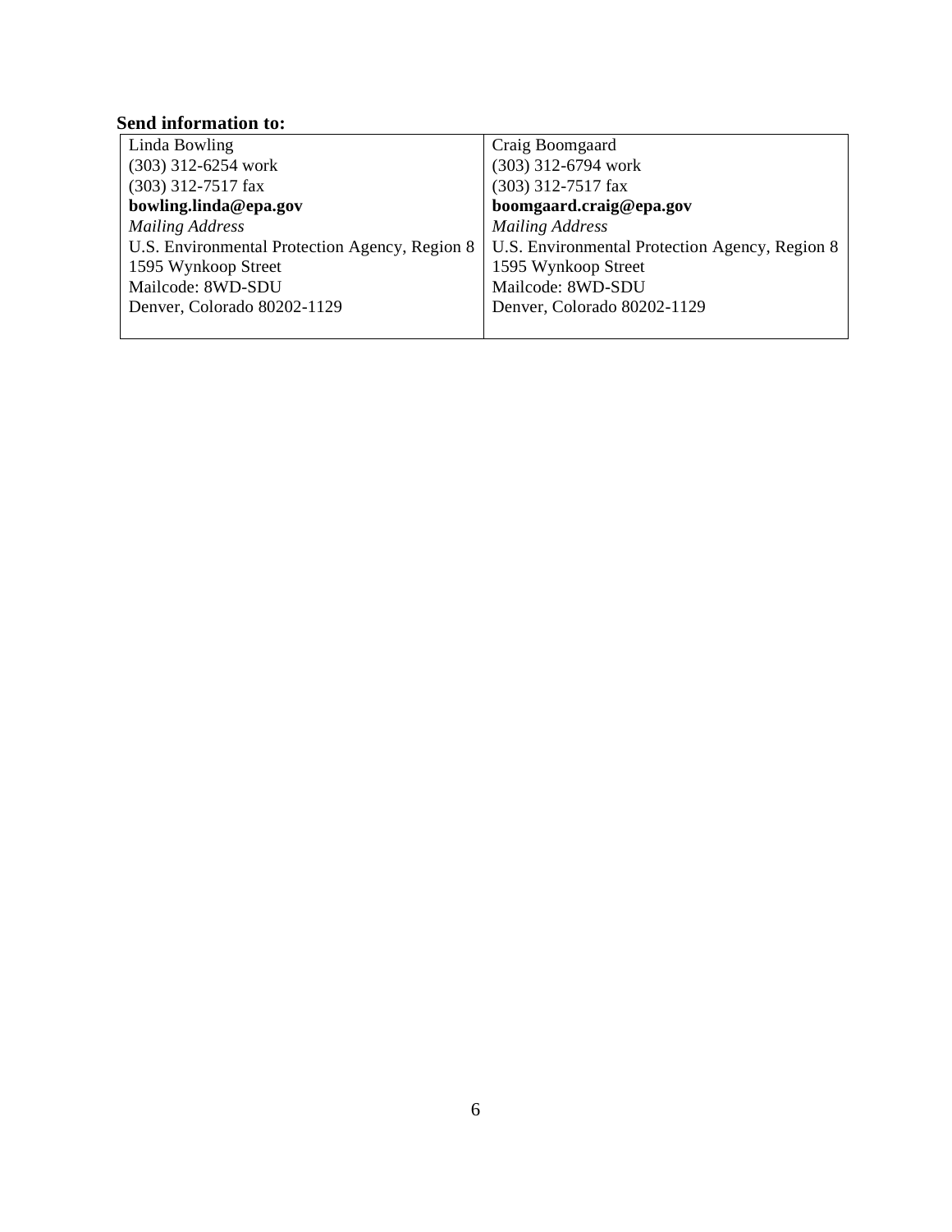**Send information to:**

| Linda Bowling<br>(303) 312-6254 work<br>(303) 312-7517 fax<br>**bowling.linda@epa.gov**<br>*Mailing Address*<br>U.S. Environmental Protection Agency, Region 8<br>1595 Wynkoop Street<br>Mailcode: 8WD-SDU<br>Denver, Colorado 80202-1129 | Craig Boomgaard<br>(303) 312-6794 work<br>(303) 312-7517 fax<br>**boomgaard.craig@epa.gov**<br>*Mailing Address*<br>U.S. Environmental Protection Agency, Region 8<br>1595 Wynkoop Street<br>Mailcode: 8WD-SDU<br>Denver, Colorado 80202-1129 |
|---|---|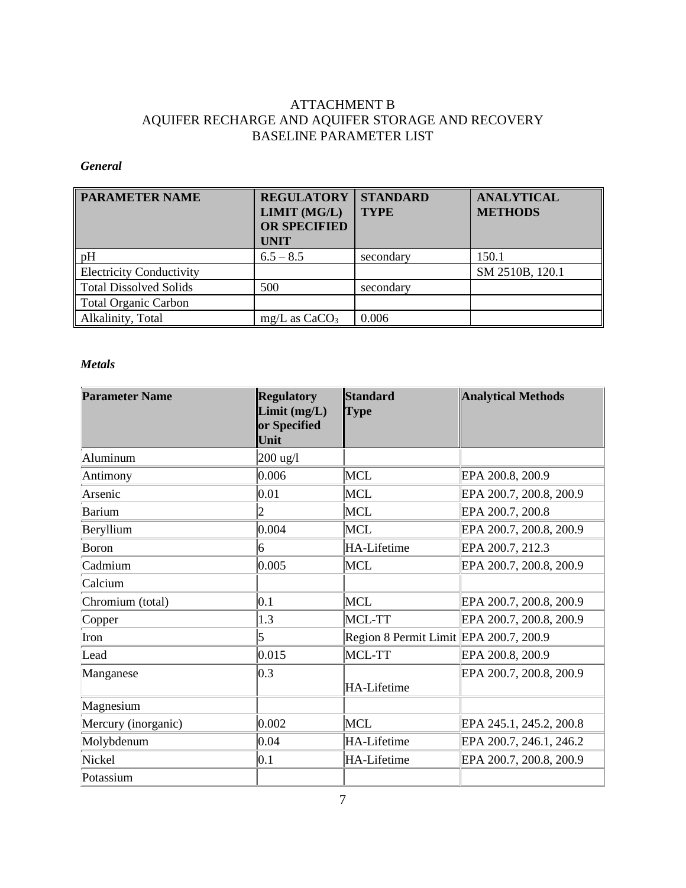# ATTACHMENT B
# AQUIFER RECHARGE AND AQUIFER STORAGE AND RECOVERY
# BASELINE PARAMETER LIST

***General***

| PARAMETER NAME | REGULATORY LIMIT (MG/L) OR SPECIFIED UNIT | STANDARD TYPE | ANALYTICAL METHODS |
|---|---|---|---|
| pH | 6.5 – 8.5 | secondary | 150.1 |
| Electricity Conductivity | | | SM 2510B, 120.1 |
| Total Dissolved Solids | 500 | secondary | |
| Total Organic Carbon | | | |
| Alkalinity, Total | mg/L as $CaCO_3$ | 0.006 | |

***Metals***

| Parameter Name | Regulatory Limit (mg/L) or Specified Unit | Standard Type | Analytical Methods |
|---|---|---|---|
| Aluminum | 200 ug/l | | |
| Antimony | 0.006 | MCL | EPA 200.8, 200.9 |
| Arsenic | 0.01 | MCL | EPA 200.7, 200.8, 200.9 |
| Barium | 2 | MCL | EPA 200.7, 200.8 |
| Beryllium | 0.004 | MCL | EPA 200.7, 200.8, 200.9 |
| Boron | 6 | HA-Lifetime | EPA 200.7, 212.3 |
| Cadmium | 0.005 | MCL | EPA 200.7, 200.8, 200.9 |
| Calcium | | | |
| Chromium (total) | 0.1 | MCL | EPA 200.7, 200.8, 200.9 |
| Copper | 1.3 | MCL-TT | EPA 200.7, 200.8, 200.9 |
| Iron | 5 | Region 8 Permit Limit | EPA 200.7, 200.9 |
| Lead | 0.015 | MCL-TT | EPA 200.8, 200.9 |
| Manganese | 0.3 | HA-Lifetime | EPA 200.7, 200.8, 200.9 |
| Magnesium | | | |
| Mercury (inorganic) | 0.002 | MCL | EPA 245.1, 245.2, 200.8 |
| Molybdenum | 0.04 | HA-Lifetime | EPA 200.7, 246.1, 246.2 |
| Nickel | 0.1 | HA-Lifetime | EPA 200.7, 200.8, 200.9 |
| Potassium | | | |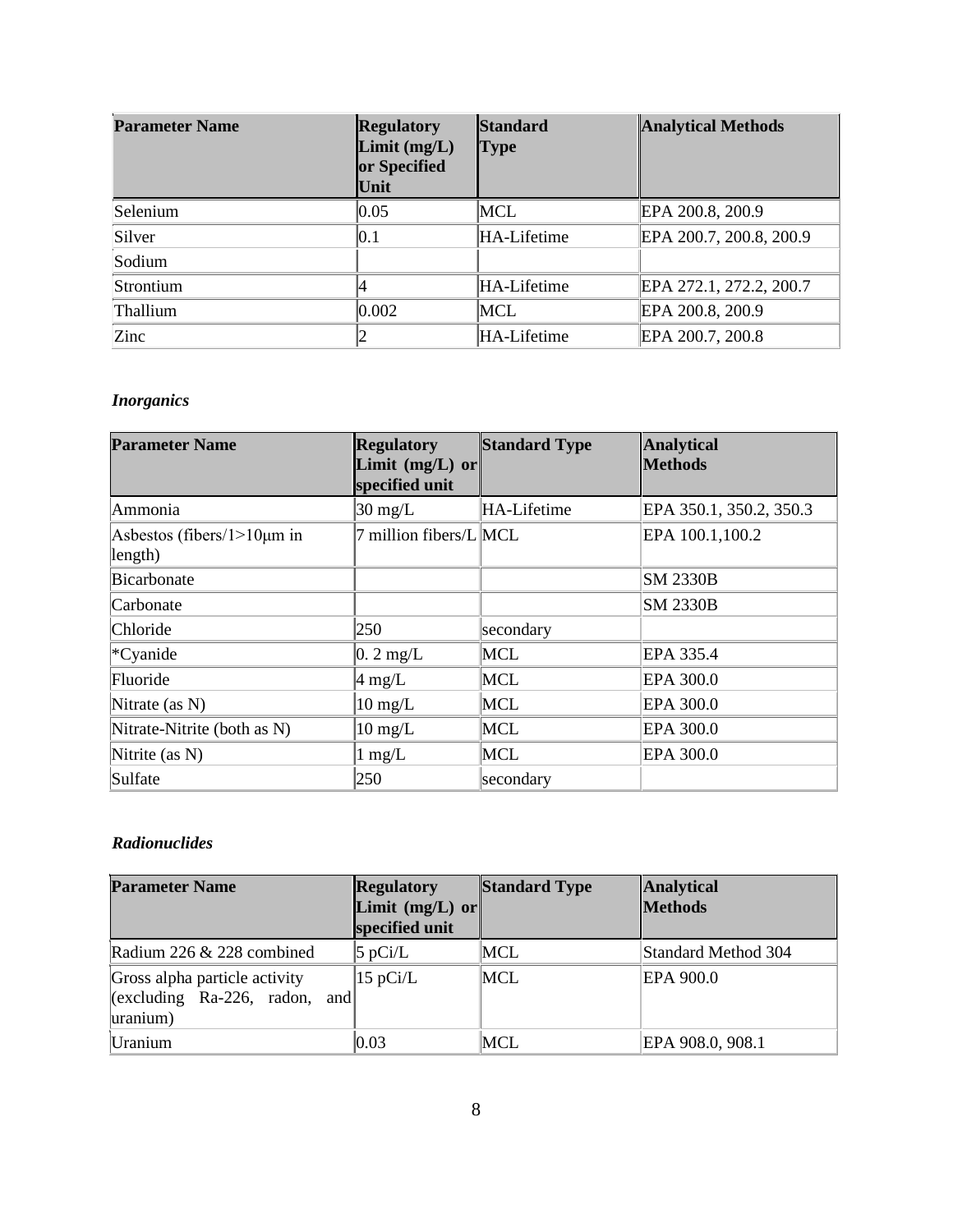| Parameter Name | Regulatory Limit (mg/L) or Specified Unit | Standard Type | Analytical Methods |
|---|---|---|---|
| Selenium | 0.05 | MCL | EPA 200.8, 200.9 |
| Silver | 0.1 | HA-Lifetime | EPA 200.7, 200.8, 200.9 |
| Sodium | | | |
| Strontium | 4 | HA-Lifetime | EPA 272.1, 272.2, 200.7 |
| Thallium | 0.002 | MCL | EPA 200.8, 200.9 |
| Zinc | 2 | HA-Lifetime | EPA 200.7, 200.8 |

***Inorganics***

| Parameter Name | Regulatory Limit (mg/L) or specified unit | Standard Type | Analytical Methods |
|---|---|---|---|
| Ammonia | 30 mg/L | HA-Lifetime | EPA 350.1, 350.2, 350.3 |
| Asbestos (fibers/1>10μm in length) | 7 million fibers/L | MCL | EPA 100.1,100.2 |
| Bicarbonate | | | SM 2330B |
| Carbonate | | | SM 2330B |
| Chloride | 250 | secondary | |
| *Cyanide | 0. 2 mg/L | MCL | EPA 335.4 |
| Fluoride | 4 mg/L | MCL | EPA 300.0 |
| Nitrate (as N) | 10 mg/L | MCL | EPA 300.0 |
| Nitrate-Nitrite (both as N) | 10 mg/L | MCL | EPA 300.0 |
| Nitrite (as N) | 1 mg/L | MCL | EPA 300.0 |
| Sulfate | 250 | secondary | |

***Radionuclides***

| Parameter Name | Regulatory Limit (mg/L) or specified unit | Standard Type | Analytical Methods |
|---|---|---|---|
| Radium 226 & 228 combined | 5 pCi/L | MCL | Standard Method 304 |
| Gross alpha particle activity (excluding Ra-226, radon, and uranium) | 15 pCi/L | MCL | EPA 900.0 |
| Uranium | 0.03 | MCL | EPA 908.0, 908.1 |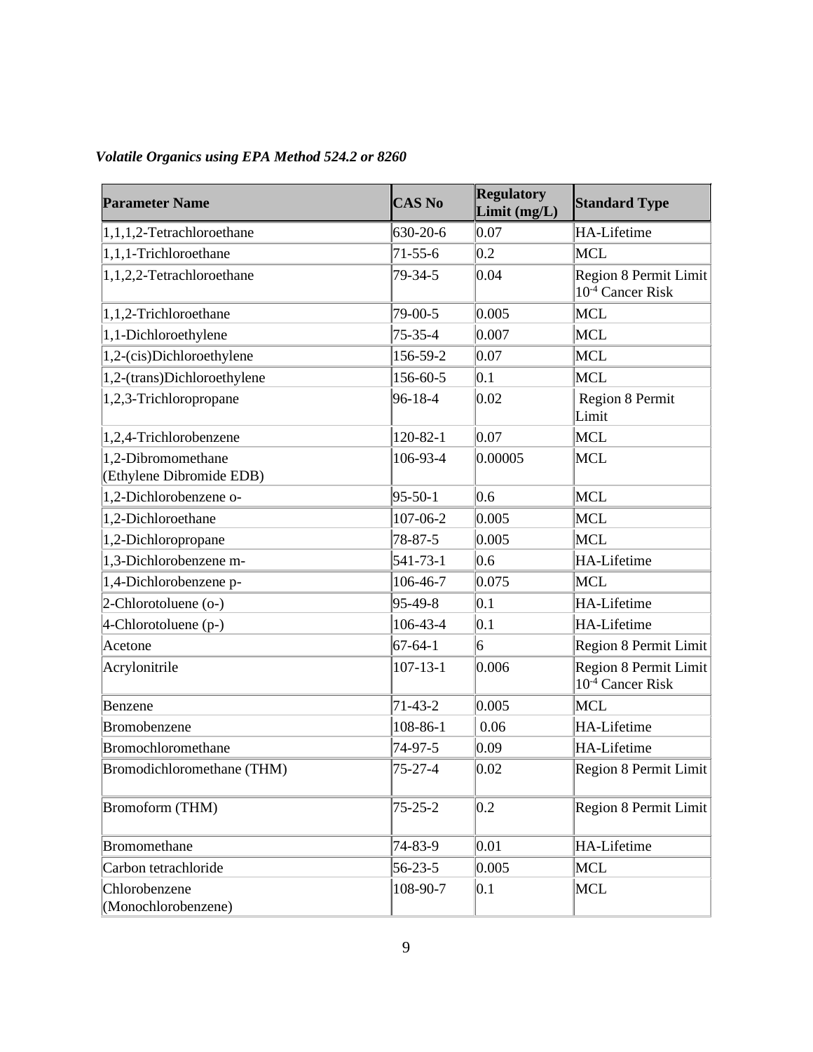*Volatile Organics using EPA Method 524.2 or 8260*

| Parameter Name | CAS No | Regulatory Limit (mg/L) | Standard Type |
|---|---|---|---|
| 1,1,1,2-Tetrachloroethane | 630-20-6 | 0.07 | HA-Lifetime |
| 1,1,1-Trichloroethane | 71-55-6 | 0.2 | MCL |
| 1,1,2,2-Tetrachloroethane | 79-34-5 | 0.04 | Region 8 Permit Limit $10^{-4}$ Cancer Risk |
| 1,1,2-Trichloroethane | 79-00-5 | 0.005 | MCL |
| 1,1-Dichloroethylene | 75-35-4 | 0.007 | MCL |
| 1,2-(cis)Dichloroethylene | 156-59-2 | 0.07 | MCL |
| 1,2-(trans)Dichloroethylene | 156-60-5 | 0.1 | MCL |
| 1,2,3-Trichloropropane | 96-18-4 | 0.02 | Region 8 Permit Limit |
| 1,2,4-Trichlorobenzene | 120-82-1 | 0.07 | MCL |
| 1,2-Dibromomethane (Ethylene Dibromide EDB) | 106-93-4 | 0.00005 | MCL |
| 1,2-Dichlorobenzene o- | 95-50-1 | 0.6 | MCL |
| 1,2-Dichloroethane | 107-06-2 | 0.005 | MCL |
| 1,2-Dichloropropane | 78-87-5 | 0.005 | MCL |
| 1,3-Dichlorobenzene m- | 541-73-1 | 0.6 | HA-Lifetime |
| 1,4-Dichlorobenzene p- | 106-46-7 | 0.075 | MCL |
| 2-Chlorotoluene (o-) | 95-49-8 | 0.1 | HA-Lifetime |
| 4-Chlorotoluene (p-) | 106-43-4 | 0.1 | HA-Lifetime |
| Acetone | 67-64-1 | 6 | Region 8 Permit Limit |
| Acrylonitrile | 107-13-1 | 0.006 | Region 8 Permit Limit $10^{-4}$ Cancer Risk |
| Benzene | 71-43-2 | 0.005 | MCL |
| Bromobenzene | 108-86-1 | 0.06 | HA-Lifetime |
| Bromochloromethane | 74-97-5 | 0.09 | HA-Lifetime |
| Bromodichloromethane (THM) | 75-27-4 | 0.02 | Region 8 Permit Limit |
| Bromoform (THM) | 75-25-2 | 0.2 | Region 8 Permit Limit |
| Bromomethane | 74-83-9 | 0.01 | HA-Lifetime |
| Carbon tetrachloride | 56-23-5 | 0.005 | MCL |
| Chlorobenzene (Monochlorobenzene) | 108-90-7 | 0.1 | MCL |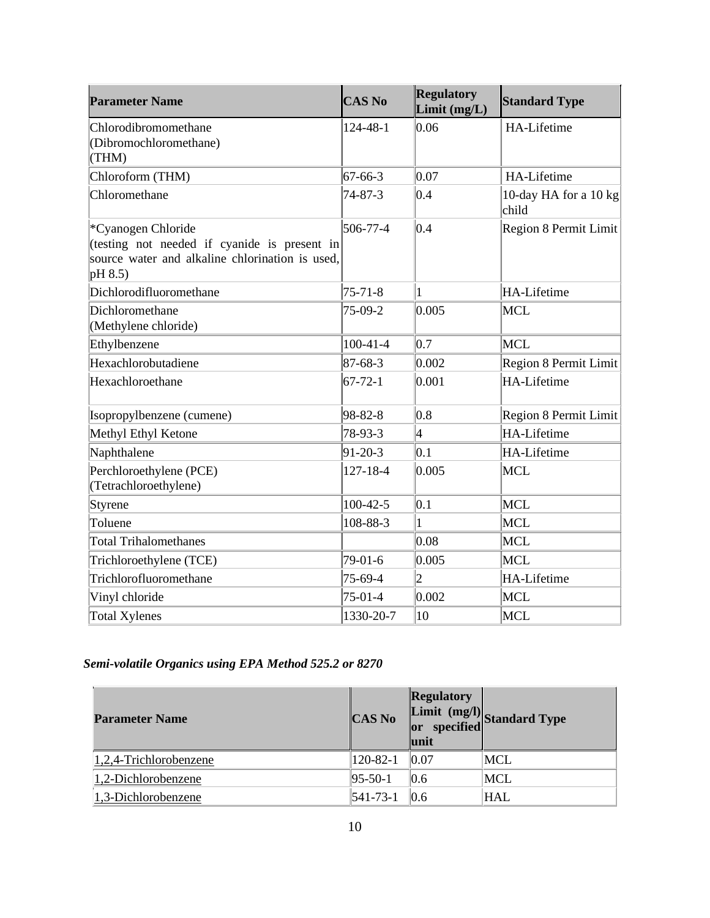| Parameter Name | CAS No | Regulatory Limit (mg/L) | Standard Type |
|---|---|---|---|
| Chlorodibromomethane (Dibromochloromethane) (THM) | 124-48-1 | 0.06 | HA-Lifetime |
| Chloroform (THM) | 67-66-3 | 0.07 | HA-Lifetime |
| Chloromethane | 74-87-3 | 0.4 | 10-day HA for a 10 kg child |
| *Cyanogen Chloride (testing not needed if cyanide is present in source water and alkaline chlorination is used, pH 8.5) | 506-77-4 | 0.4 | Region 8 Permit Limit |
| Dichlorodifluoromethane | 75-71-8 | 1 | HA-Lifetime |
| Dichloromethane (Methylene chloride) | 75-09-2 | 0.005 | MCL |
| Ethylbenzene | 100-41-4 | 0.7 | MCL |
| Hexachlorobutadiene | 87-68-3 | 0.002 | Region 8 Permit Limit |
| Hexachloroethane | 67-72-1 | 0.001 | HA-Lifetime |
| Isopropylbenzene (cumene) | 98-82-8 | 0.8 | Region 8 Permit Limit |
| Methyl Ethyl Ketone | 78-93-3 | 4 | HA-Lifetime |
| Naphthalene | 91-20-3 | 0.1 | HA-Lifetime |
| Perchloroethylene (PCE) (Tetrachloroethylene) | 127-18-4 | 0.005 | MCL |
| Styrene | 100-42-5 | 0.1 | MCL |
| Toluene | 108-88-3 | 1 | MCL |
| Total Trihalomethanes | | 0.08 | MCL |
| Trichloroethylene (TCE) | 79-01-6 | 0.005 | MCL |
| Trichlorofluoromethane | 75-69-4 | 2 | HA-Lifetime |
| Vinyl chloride | 75-01-4 | 0.002 | MCL |
| Total Xylenes | 1330-20-7 | 10 | MCL |

***Semi-volatile Organics using EPA Method 525.2 or 8270***

| Parameter Name | CAS No | Regulatory Limit (mg/l) or specified unit | Standard Type |
|---|---|---|---|
| 1,2,4-Trichlorobenzene | 120-82-1 | 0.07 | MCL |
| 1,2-Dichlorobenzene | 95-50-1 | 0.6 | MCL |
| 1,3-Dichlorobenzene | 541-73-1 | 0.6 | HAL |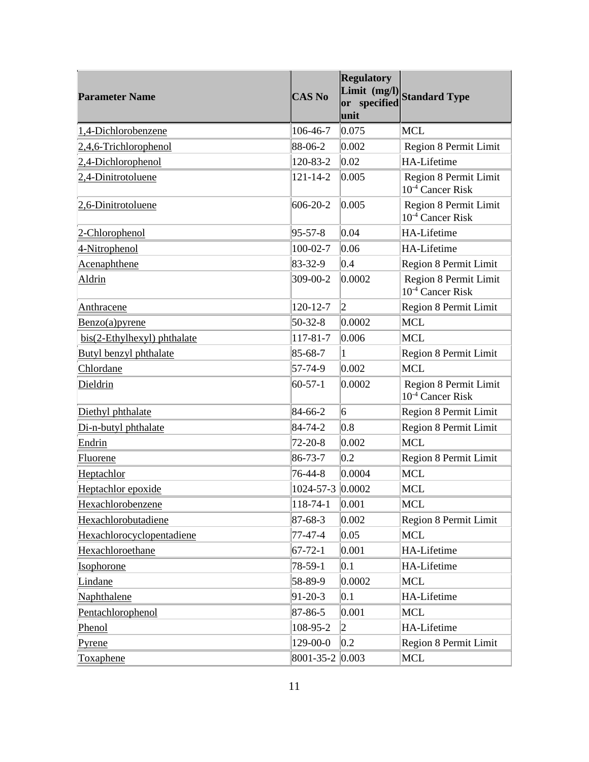| Parameter Name | CAS No | Regulatory Limit (mg/l) or specified unit | Standard Type |
|---|---|---|---|
| 1,4-Dichlorobenzene | 106-46-7 | 0.075 | MCL |
| 2,4,6-Trichlorophenol | 88-06-2 | 0.002 | Region 8 Permit Limit |
| 2,4-Dichlorophenol | 120-83-2 | 0.02 | HA-Lifetime |
| 2,4-Dinitrotoluene | 121-14-2 | 0.005 | Region 8 Permit Limit $10^{-4}$ Cancer Risk |
| 2,6-Dinitrotoluene | 606-20-2 | 0.005 | Region 8 Permit Limit $10^{-4}$ Cancer Risk |
| 2-Chlorophenol | 95-57-8 | 0.04 | HA-Lifetime |
| 4-Nitrophenol | 100-02-7 | 0.06 | HA-Lifetime |
| Acenaphthene | 83-32-9 | 0.4 | Region 8 Permit Limit |
| Aldrin | 309-00-2 | 0.0002 | Region 8 Permit Limit $10^{-4}$ Cancer Risk |
| Anthracene | 120-12-7 | 2 | Region 8 Permit Limit |
| Benzo(a)pyrene | 50-32-8 | 0.0002 | MCL |
| bis(2-Ethylhexyl) phthalate | 117-81-7 | 0.006 | MCL |
| Butyl benzyl phthalate | 85-68-7 | 1 | Region 8 Permit Limit |
| Chlordane | 57-74-9 | 0.002 | MCL |
| Dieldrin | 60-57-1 | 0.0002 | Region 8 Permit Limit $10^{-4}$ Cancer Risk |
| Diethyl phthalate | 84-66-2 | 6 | Region 8 Permit Limit |
| Di-n-butyl phthalate | 84-74-2 | 0.8 | Region 8 Permit Limit |
| Endrin | 72-20-8 | 0.002 | MCL |
| Fluorene | 86-73-7 | 0.2 | Region 8 Permit Limit |
| Heptachlor | 76-44-8 | 0.0004 | MCL |
| Heptachlor epoxide | 1024-57-3 | 0.0002 | MCL |
| Hexachlorobenzene | 118-74-1 | 0.001 | MCL |
| Hexachlorobutadiene | 87-68-3 | 0.002 | Region 8 Permit Limit |
| Hexachlorocyclopentadiene | 77-47-4 | 0.05 | MCL |
| Hexachloroethane | 67-72-1 | 0.001 | HA-Lifetime |
| Isophorone | 78-59-1 | 0.1 | HA-Lifetime |
| Lindane | 58-89-9 | 0.0002 | MCL |
| Naphthalene | 91-20-3 | 0.1 | HA-Lifetime |
| Pentachlorophenol | 87-86-5 | 0.001 | MCL |
| Phenol | 108-95-2 | 2 | HA-Lifetime |
| Pyrene | 129-00-0 | 0.2 | Region 8 Permit Limit |
| Toxaphene | 8001-35-2 | 0.003 | MCL |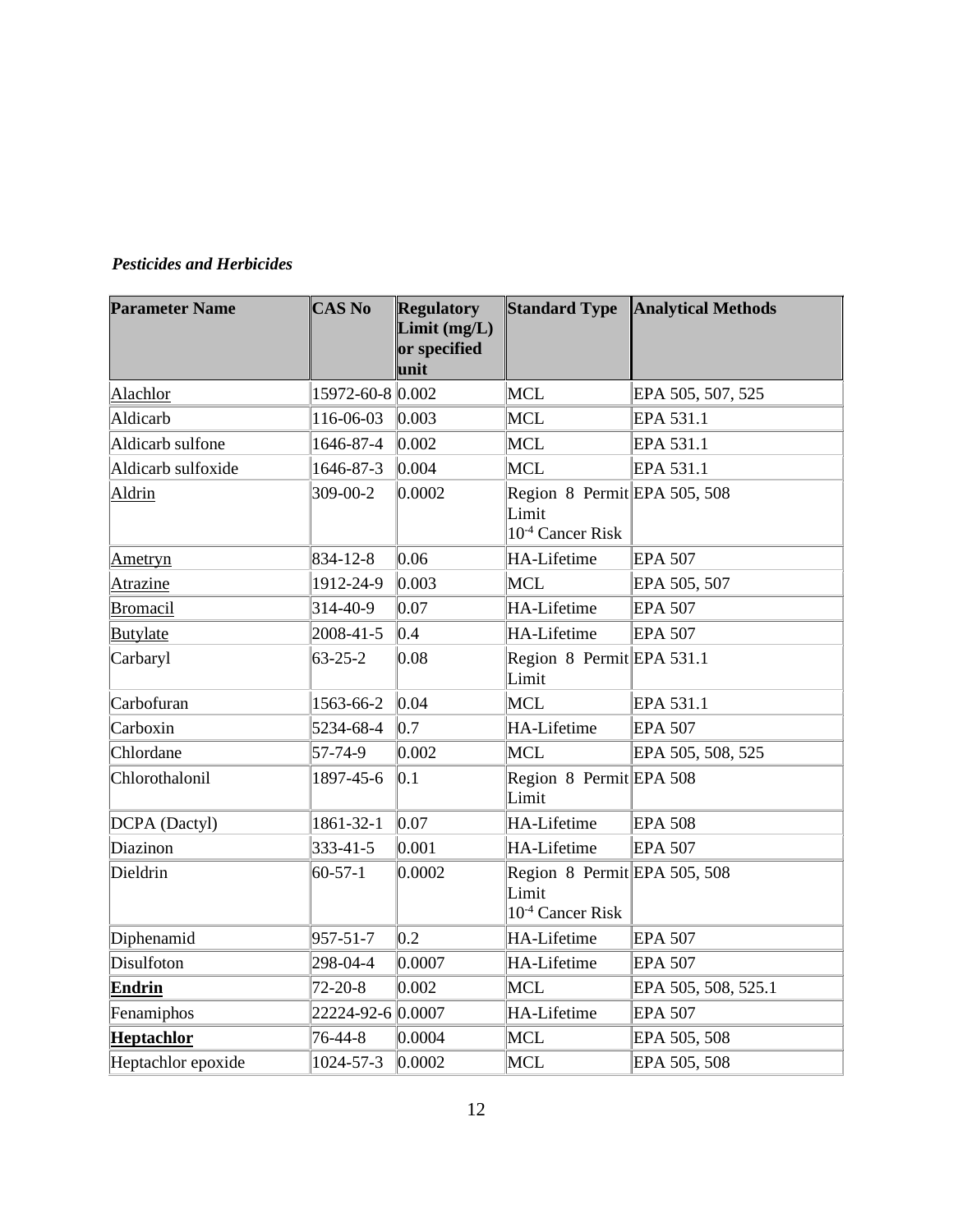***Pesticides and Herbicides***

| **Parameter Name** | **CAS No** | **Regulatory Limit (mg/L) or specified unit** | **Standard Type** | **Analytical Methods** |
|---|---|---|---|---|
| Alachlor | 15972-60-8 | 0.002 | MCL | EPA 505, 507, 525 |
| Aldicarb | 116-06-03 | 0.003 | MCL | EPA 531.1 |
| Aldicarb sulfone | 1646-87-4 | 0.002 | MCL | EPA 531.1 |
| Aldicarb sulfoxide | 1646-87-3 | 0.004 | MCL | EPA 531.1 |
| Aldrin | 309-00-2 | 0.0002 | Region 8 Permit Limit $10^{-4}$ Cancer Risk | EPA 505, 508 |
| Ametryn | 834-12-8 | 0.06 | HA-Lifetime | EPA 507 |
| Atrazine | 1912-24-9 | 0.003 | MCL | EPA 505, 507 |
| Bromacil | 314-40-9 | 0.07 | HA-Lifetime | EPA 507 |
| Butylate | 2008-41-5 | 0.4 | HA-Lifetime | EPA 507 |
| Carbaryl | 63-25-2 | 0.08 | Region 8 Permit Limit | EPA 531.1 |
| Carbofuran | 1563-66-2 | 0.04 | MCL | EPA 531.1 |
| Carboxin | 5234-68-4 | 0.7 | HA-Lifetime | EPA 507 |
| Chlordane | 57-74-9 | 0.002 | MCL | EPA 505, 508, 525 |
| Chlorothalonil | 1897-45-6 | 0.1 | Region 8 Permit Limit | EPA 508 |
| DCPA (Dactyl) | 1861-32-1 | 0.07 | HA-Lifetime | EPA 508 |
| Diazinon | 333-41-5 | 0.001 | HA-Lifetime | EPA 507 |
| Dieldrin | 60-57-1 | 0.0002 | Region 8 Permit Limit $10^{-4}$ Cancer Risk | EPA 505, 508 |
| Diphenamid | 957-51-7 | 0.2 | HA-Lifetime | EPA 507 |
| Disulfoton | 298-04-4 | 0.0007 | HA-Lifetime | EPA 507 |
| **Endrin** | 72-20-8 | 0.002 | MCL | EPA 505, 508, 525.1 |
| Fenamiphos | 22224-92-6 | 0.0007 | HA-Lifetime | EPA 507 |
| **Heptachlor** | 76-44-8 | 0.0004 | MCL | EPA 505, 508 |
| Heptachlor epoxide | 1024-57-3 | 0.0002 | MCL | EPA 505, 508 |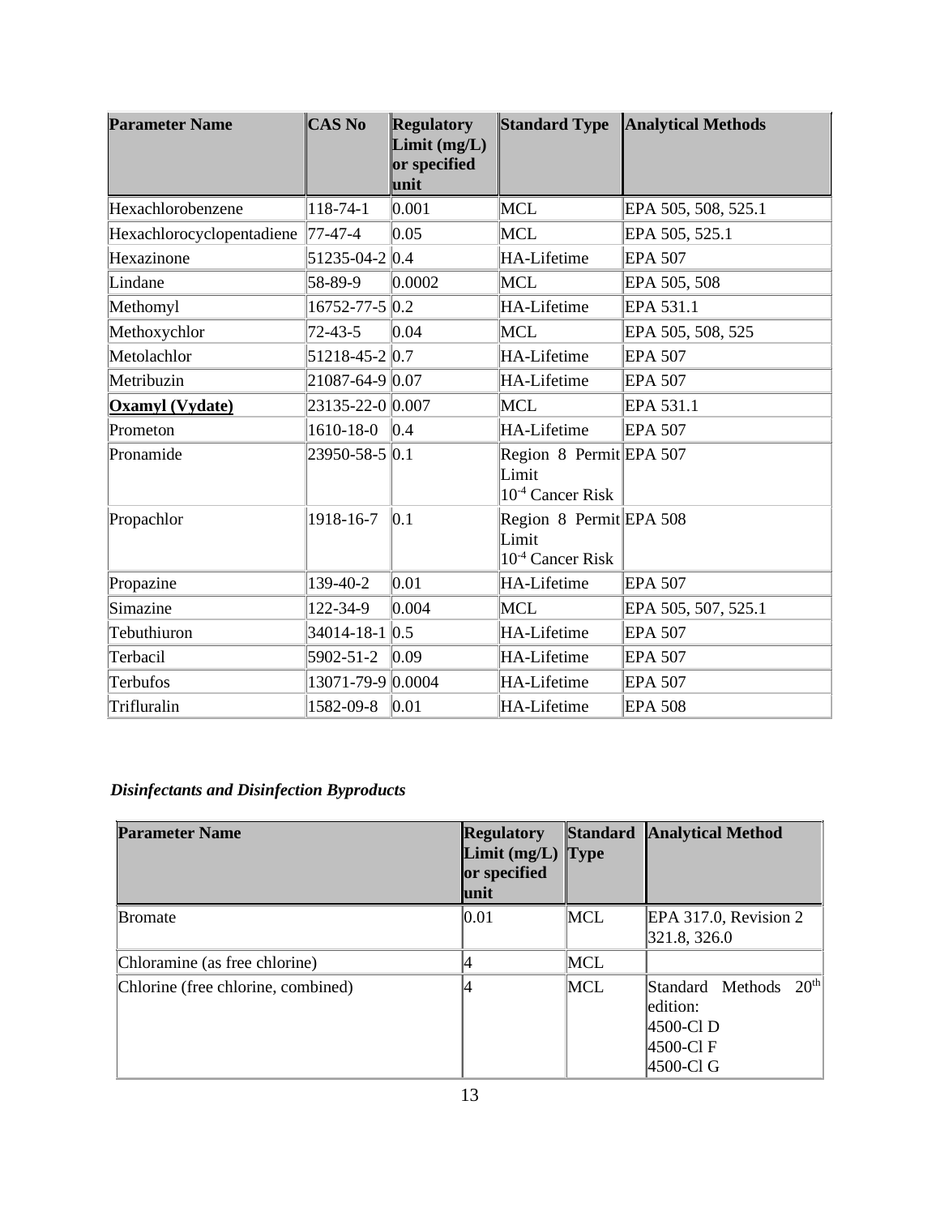| Parameter Name | CAS No | Regulatory Limit (mg/L) or specified unit | Standard Type | Analytical Methods |
|---|---|---|---|---|
| Hexachlorobenzene | 118-74-1 | 0.001 | MCL | EPA 505, 508, 525.1 |
| Hexachlorocyclopentadiene | 77-47-4 | 0.05 | MCL | EPA 505, 525.1 |
| Hexazinone | 51235-04-2 | 0.4 | HA-Lifetime | EPA 507 |
| Lindane | 58-89-9 | 0.0002 | MCL | EPA 505, 508 |
| Methomyl | 16752-77-5 | 0.2 | HA-Lifetime | EPA 531.1 |
| Methoxychlor | 72-43-5 | 0.04 | MCL | EPA 505, 508, 525 |
| Metolachlor | 51218-45-2 | 0.7 | HA-Lifetime | EPA 507 |
| Metribuzin | 21087-64-9 | 0.07 | HA-Lifetime | EPA 507 |
| **Oxamyl (Vydate)** | 23135-22-0 | 0.007 | MCL | EPA 531.1 |
| Prometon | 1610-18-0 | 0.4 | HA-Lifetime | EPA 507 |
| Pronamide | 23950-58-5 | 0.1 | Region 8 Permit Limit $10^{-4}$ Cancer Risk | EPA 507 |
| Propachlor | 1918-16-7 | 0.1 | Region 8 Permit Limit $10^{-4}$ Cancer Risk | EPA 508 |
| Propazine | 139-40-2 | 0.01 | HA-Lifetime | EPA 507 |
| Simazine | 122-34-9 | 0.004 | MCL | EPA 505, 507, 525.1 |
| Tebuthiuron | 34014-18-1 | 0.5 | HA-Lifetime | EPA 507 |
| Terbacil | 5902-51-2 | 0.09 | HA-Lifetime | EPA 507 |
| Terbufos | 13071-79-9 | 0.0004 | HA-Lifetime | EPA 507 |
| Trifluralin | 1582-09-8 | 0.01 | HA-Lifetime | EPA 508 |

***Disinfectants and Disinfection Byproducts***

| Parameter Name | Regulatory Limit (mg/L) or specified unit | Standard Type | Analytical Method |
|---|---|---|---|
| Bromate | 0.01 | MCL | EPA 317.0, Revision 2 321.8, 326.0 |
| Chloramine (as free chlorine) | 4 | MCL | |
| Chlorine (free chlorine, combined) | 4 | MCL | Standard Methods 20th edition: 4500-Cl D 4500-Cl F 4500-Cl G |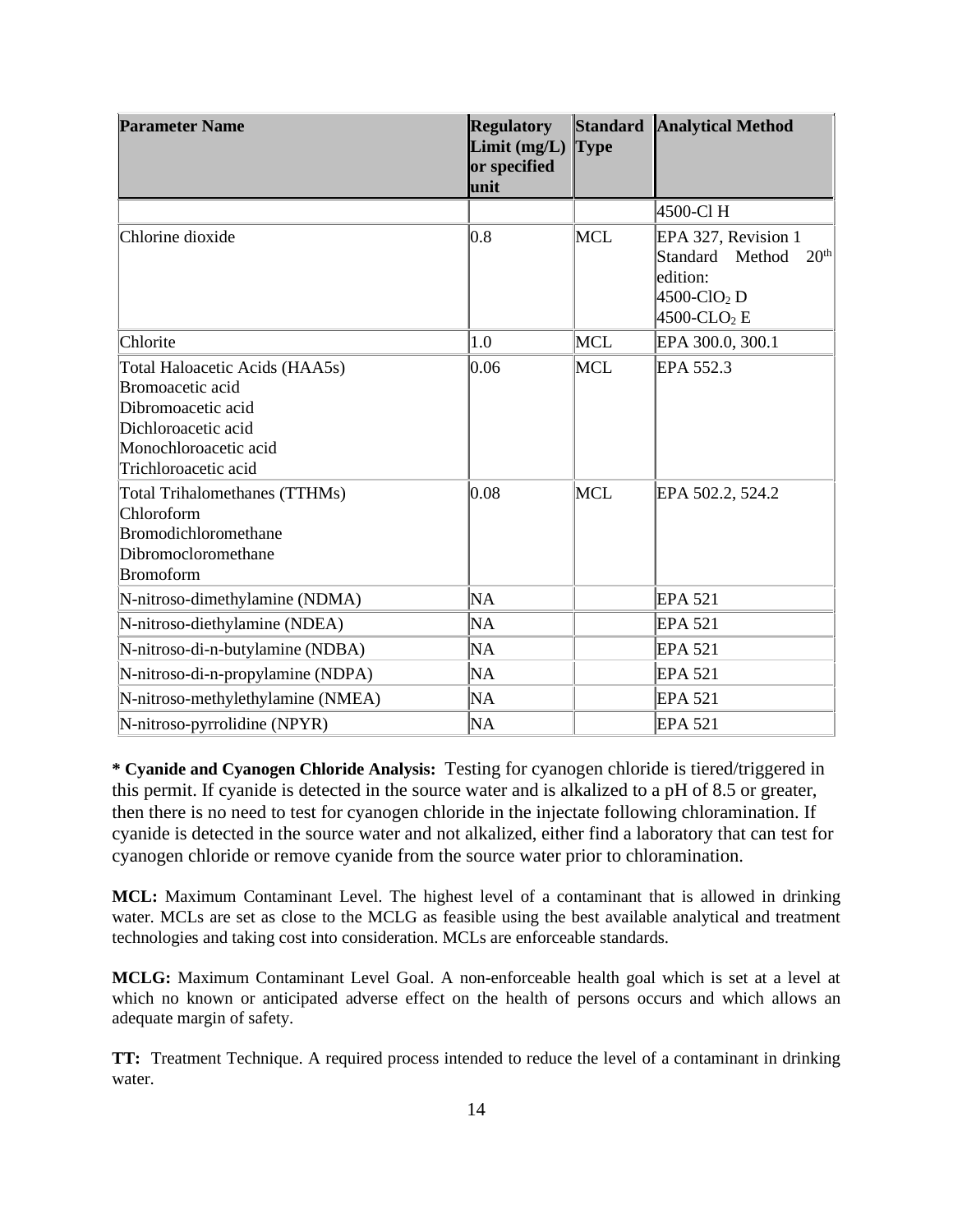| Parameter Name | Regulatory Limit (mg/L) or specified unit | Standard Type | Analytical Method |
|---|---|---|---|
| | | | 4500-Cl H |
| Chlorine dioxide | 0.8 | MCL | EPA 327, Revision 1<br>Standard Method 20th edition:<br>4500-$ClO_2$ D<br>4500-$CLO_2$ E |
| Chlorite | 1.0 | MCL | EPA 300.0, 300.1 |
| Total Haloacetic Acids (HAA5s)<br>Bromoacetic acid<br>Dibromoacetic acid<br>Dichloroacetic acid<br>Monochloroacetic acid<br>Trichloroacetic acid | 0.06 | MCL | EPA 552.3 |
| Total Trihalomethanes (TTHMs)<br>Chloroform<br>Bromodichloromethane<br>Dibromocloromethane<br>Bromoform | 0.08 | MCL | EPA 502.2, 524.2 |
| N-nitroso-dimethylamine (NDMA) | NA | | EPA 521 |
| N-nitroso-diethylamine (NDEA) | NA | | EPA 521 |
| N-nitroso-di-n-butylamine (NDBA) | NA | | EPA 521 |
| N-nitroso-di-n-propylamine (NDPA) | NA | | EPA 521 |
| N-nitroso-methylethylamine (NMEA) | NA | | EPA 521 |
| N-nitroso-pyrrolidine (NPYR) | NA | | EPA 521 |

**\* Cyanide and Cyanogen Chloride Analysis:** Testing for cyanogen chloride is tiered/triggered in this permit. If cyanide is detected in the source water and is alkalized to a pH of 8.5 or greater, then there is no need to test for cyanogen chloride in the injectate following chloramination. If cyanide is detected in the source water and not alkalized, either find a laboratory that can test for cyanogen chloride or remove cyanide from the source water prior to chloramination.

**MCL:** Maximum Contaminant Level. The highest level of a contaminant that is allowed in drinking water. MCLs are set as close to the MCLG as feasible using the best available analytical and treatment technologies and taking cost into consideration. MCLs are enforceable standards.

**MCLG:** Maximum Contaminant Level Goal. A non-enforceable health goal which is set at a level at which no known or anticipated adverse effect on the health of persons occurs and which allows an adequate margin of safety.

**TT:** Treatment Technique. A required process intended to reduce the level of a contaminant in drinking water.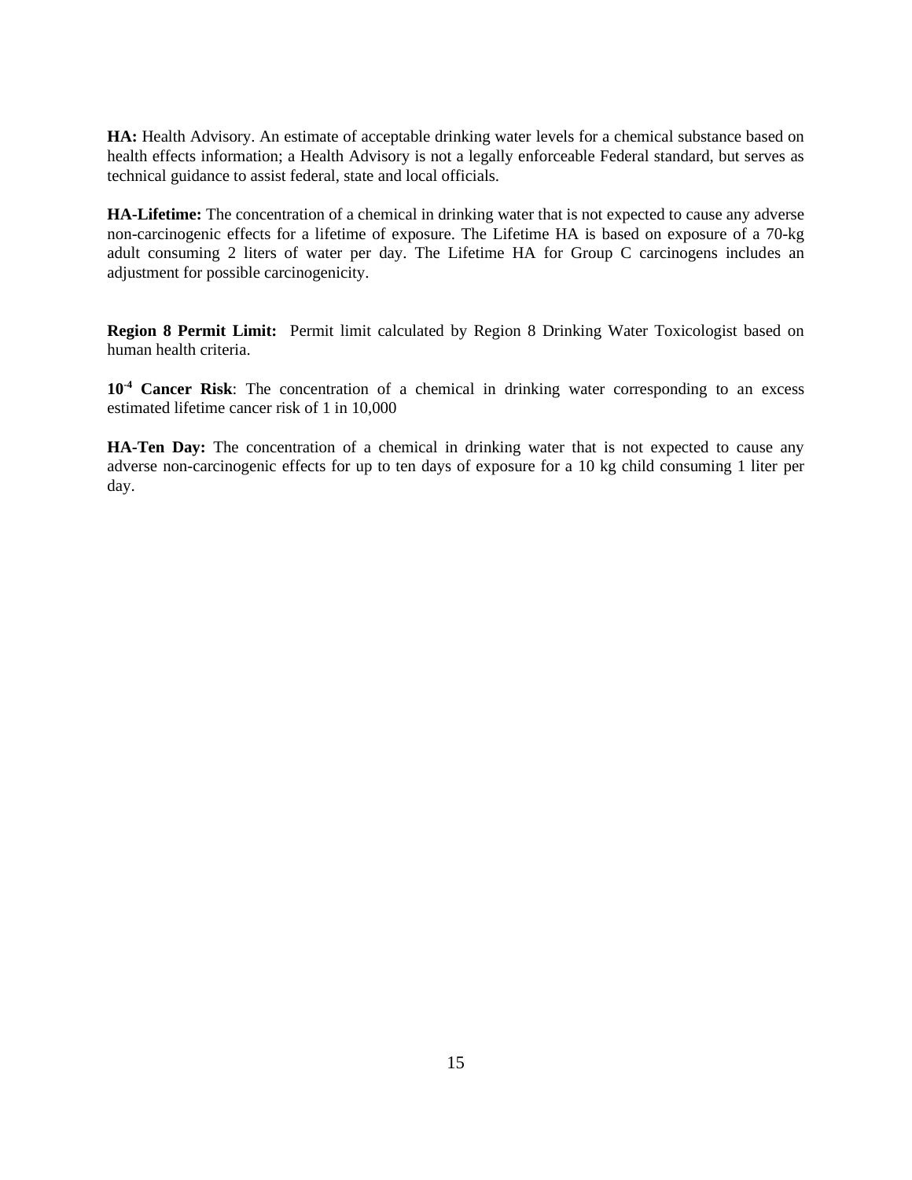**HA:** Health Advisory. An estimate of acceptable drinking water levels for a chemical substance based on health effects information; a Health Advisory is not a legally enforceable Federal standard, but serves as technical guidance to assist federal, state and local officials.

**HA-Lifetime:** The concentration of a chemical in drinking water that is not expected to cause any adverse non-carcinogenic effects for a lifetime of exposure. The Lifetime HA is based on exposure of a 70-kg adult consuming 2 liters of water per day. The Lifetime HA for Group C carcinogens includes an adjustment for possible carcinogenicity.

**Region 8 Permit Limit:** Permit limit calculated by Region 8 Drinking Water Toxicologist based on human health criteria.

**$10^{-4}$ Cancer Risk**: The concentration of a chemical in drinking water corresponding to an excess estimated lifetime cancer risk of 1 in 10,000

**HA-Ten Day:** The concentration of a chemical in drinking water that is not expected to cause any adverse non-carcinogenic effects for up to ten days of exposure for a 10 kg child consuming 1 liter per day.